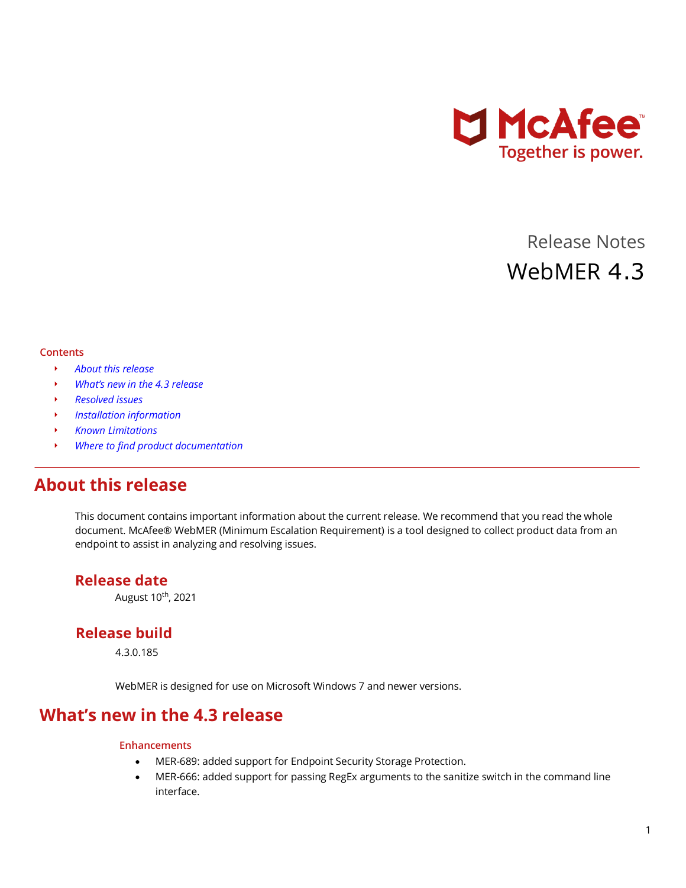Release Notes

# WebMER 4.3

**Contents**

- *About this release*
- *What's new in the 4.3 release*
- *Resolved issues*
- *Installation information*
- *Known Limitations*
- *Where to find product documentation*

---

## About this release

This document contains important information about the current release. We recommend that you read the whole document. McAfee® WebMER (Minimum Escalation Requirement) is a tool designed to collect product data from an endpoint to assist in analyzing and resolving issues.

### Release date

August 10th, 2021

### Release build

4.3.0.185

WebMER is designed for use on Microsoft Windows 7 and newer versions.

## What's new in the 4.3 release

#### Enhancements

- MER-689: added support for Endpoint Security Storage Protection.
- MER-666: added support for passing RegEx arguments to the sanitize switch in the command line interface.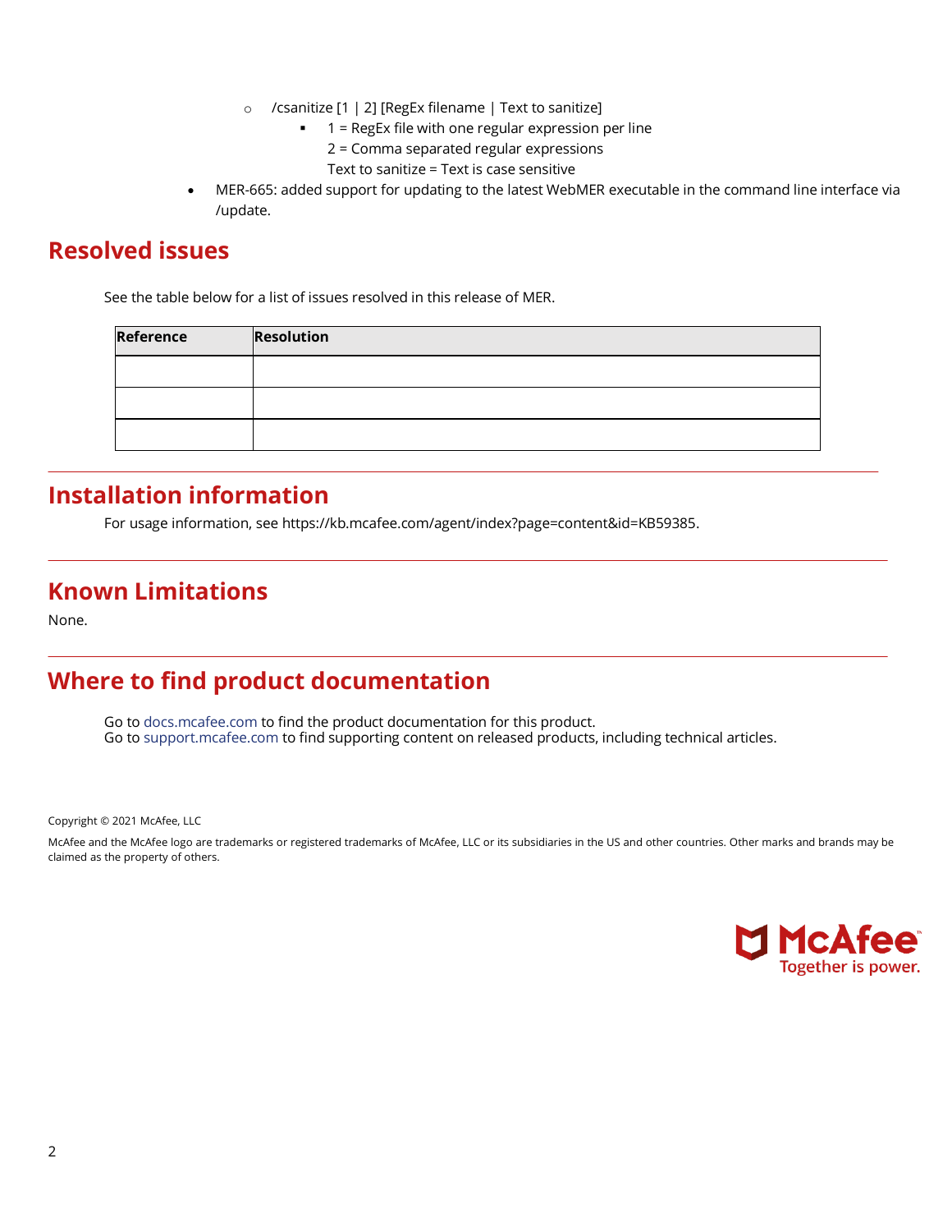- /csanitize [1 | 2] [RegEx filename | Text to sanitize]
        - 1 = RegEx file with one regular expression per line
          2 = Comma separated regular expressions
          Text to sanitize = Text is case sensitive
- MER-665: added support for updating to the latest WebMER executable in the command line interface via /update.

## Resolved issues

See the table below for a list of issues resolved in this release of MER.

| Reference | Resolution |
|---|---|
| | |
| | |
| | |

## Installation information

For usage information, see https://kb.mcafee.com/agent/index?page=content&id=KB59385.

## Known Limitations

None.

## Where to find product documentation

Go to docs.mcafee.com to find the product documentation for this product.
Go to support.mcafee.com to find supporting content on released products, including technical articles.

Copyright © 2021 McAfee, LLC

McAfee and the McAfee logo are trademarks or registered trademarks of McAfee, LLC or its subsidiaries in the US and other countries. Other marks and brands may be claimed as the property of others.

McAfee
Together is power.